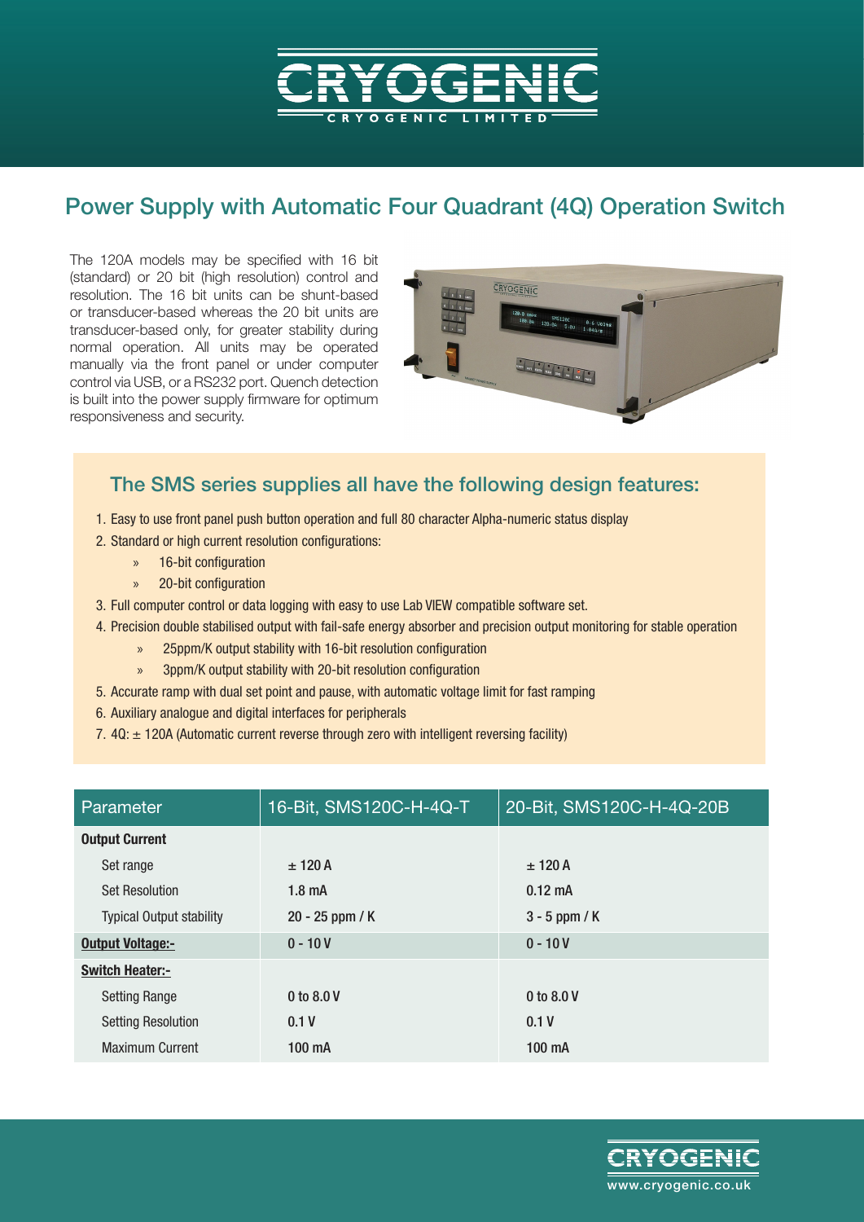# Power Supply with Automatic Four Quadrant (4Q) Operation Switch

The 120A models may be specified with 16 bit (standard) or 20 bit (high resolution) control and resolution. The 16 bit units can be shunt-based or transducer-based whereas the 20 bit units are transducer-based only, for greater stability during normal operation. All units may be operated manually via the front panel or under computer control via USB, or a RS232 port. Quench detection is built into the power supply firmware for optimum responsiveness and security.

## The SMS series supplies all have the following design features:

1. Easy to use front panel push button operation and full 80 character Alpha-numeric status display
2. Standard or high current resolution configurations:
   - 16-bit configuration
   - 20-bit configuration
3. Full computer control or data logging with easy to use Lab VIEW compatible software set.
4. Precision double stabilised output with fail-safe energy absorber and precision output monitoring for stable operation
   - 25ppm/K output stability with 16-bit resolution configuration
   - 3ppm/K output stability with 20-bit resolution configuration
5. Accurate ramp with dual set point and pause, with automatic voltage limit for fast ramping
6. Auxiliary analogue and digital interfaces for peripherals
7. 4Q: ± 120A (Automatic current reverse through zero with intelligent reversing facility)

| Parameter | 16-Bit, SMS120C-H-4Q-T | 20-Bit, SMS120C-H-4Q-20B |
|---|---|---|
| **Output Current** | | |
| Set range | ± 120 A | ± 120 A |
| Set Resolution | 1.8 mA | 0.12 mA |
| Typical Output stability | 20 - 25 ppm / K | 3 - 5 ppm / K |
| **Output Voltage:-** | 0 - 10 V | 0 - 10 V |
| **Switch Heater:-** | | |
| Setting Range | 0 to 8.0 V | 0 to 8.0 V |
| Setting Resolution | 0.1 V | 0.1 V |
| Maximum Current | 100 mA | 100 mA |

www.cryogenic.co.uk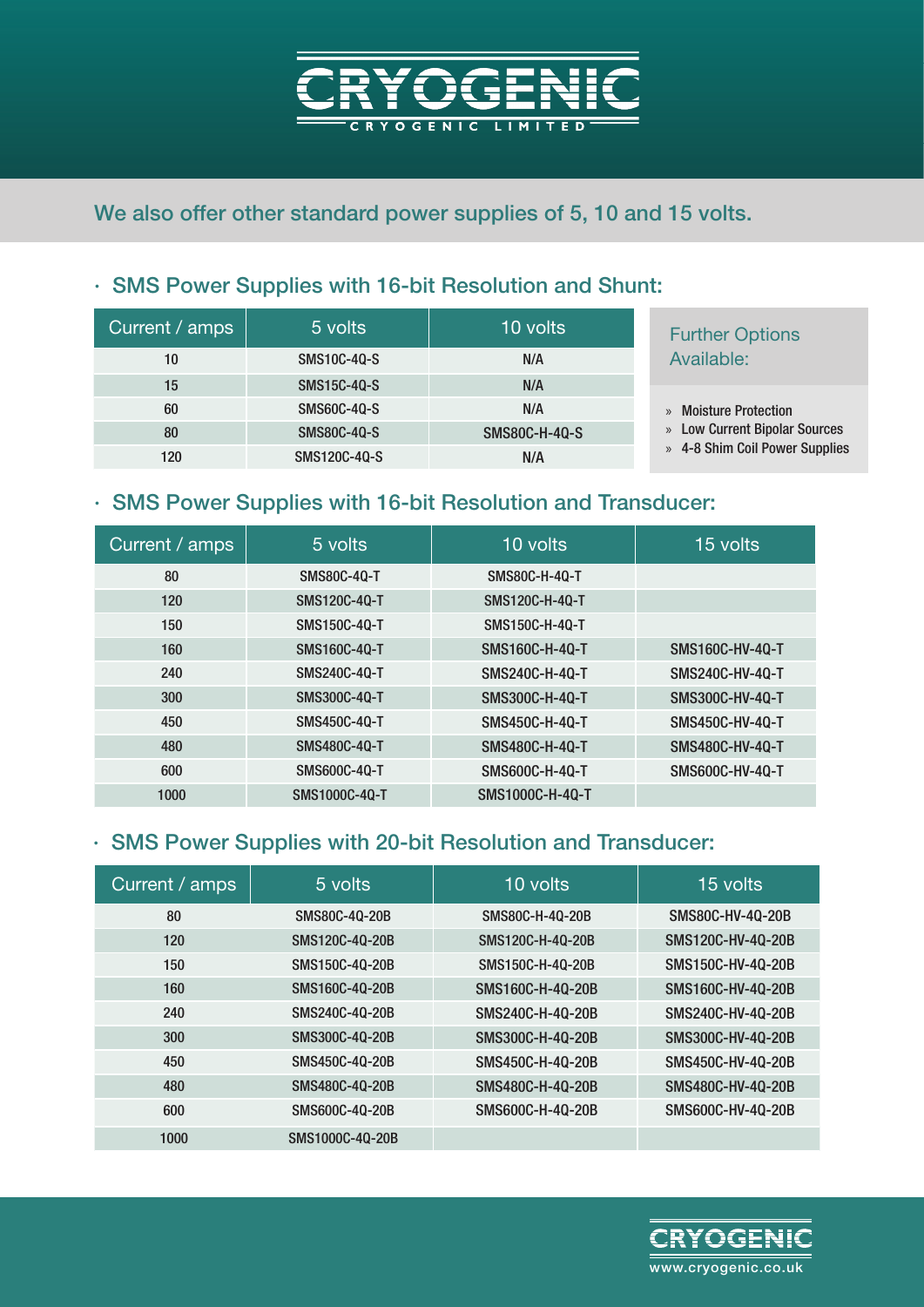# CRYOGENIC

CRYOGENIC LIMITED

We also offer other standard power supplies of 5, 10 and 15 volts.

## · SMS Power Supplies with 16-bit Resolution and Shunt:

| Current / amps | 5 volts | 10 volts |
|---|---|---|
| 10 | SMS10C-4Q-S | N/A |
| 15 | SMS15C-4Q-S | N/A |
| 60 | SMS60C-4Q-S | N/A |
| 80 | SMS80C-4Q-S | SMS80C-H-4Q-S |
| 120 | SMS120C-4Q-S | N/A |

Further Options Available:

- Moisture Protection
- Low Current Bipolar Sources
- 4-8 Shim Coil Power Supplies

## · SMS Power Supplies with 16-bit Resolution and Transducer:

| Current / amps | 5 volts | 10 volts | 15 volts |
|---|---|---|---|
| 80 | SMS80C-4Q-T | SMS80C-H-4Q-T | |
| 120 | SMS120C-4Q-T | SMS120C-H-4Q-T | |
| 150 | SMS150C-4Q-T | SMS150C-H-4Q-T | |
| 160 | SMS160C-4Q-T | SMS160C-H-4Q-T | SMS160C-HV-4Q-T |
| 240 | SMS240C-4Q-T | SMS240C-H-4Q-T | SMS240C-HV-4Q-T |
| 300 | SMS300C-4Q-T | SMS300C-H-4Q-T | SMS300C-HV-4Q-T |
| 450 | SMS450C-4Q-T | SMS450C-H-4Q-T | SMS450C-HV-4Q-T |
| 480 | SMS480C-4Q-T | SMS480C-H-4Q-T | SMS480C-HV-4Q-T |
| 600 | SMS600C-4Q-T | SMS600C-H-4Q-T | SMS600C-HV-4Q-T |
| 1000 | SMS1000C-4Q-T | SMS1000C-H-4Q-T | |

## · SMS Power Supplies with 20-bit Resolution and Transducer:

| Current / amps | 5 volts | 10 volts | 15 volts |
|---|---|---|---|
| 80 | SMS80C-4Q-20B | SMS80C-H-4Q-20B | SMS80C-HV-4Q-20B |
| 120 | SMS120C-4Q-20B | SMS120C-H-4Q-20B | SMS120C-HV-4Q-20B |
| 150 | SMS150C-4Q-20B | SMS150C-H-4Q-20B | SMS150C-HV-4Q-20B |
| 160 | SMS160C-4Q-20B | SMS160C-H-4Q-20B | SMS160C-HV-4Q-20B |
| 240 | SMS240C-4Q-20B | SMS240C-H-4Q-20B | SMS240C-HV-4Q-20B |
| 300 | SMS300C-4Q-20B | SMS300C-H-4Q-20B | SMS300C-HV-4Q-20B |
| 450 | SMS450C-4Q-20B | SMS450C-H-4Q-20B | SMS450C-HV-4Q-20B |
| 480 | SMS480C-4Q-20B | SMS480C-H-4Q-20B | SMS480C-HV-4Q-20B |
| 600 | SMS600C-4Q-20B | SMS600C-H-4Q-20B | SMS600C-HV-4Q-20B |
| 1000 | SMS1000C-4Q-20B | | |

CRYOGENIC

www.cryogenic.co.uk